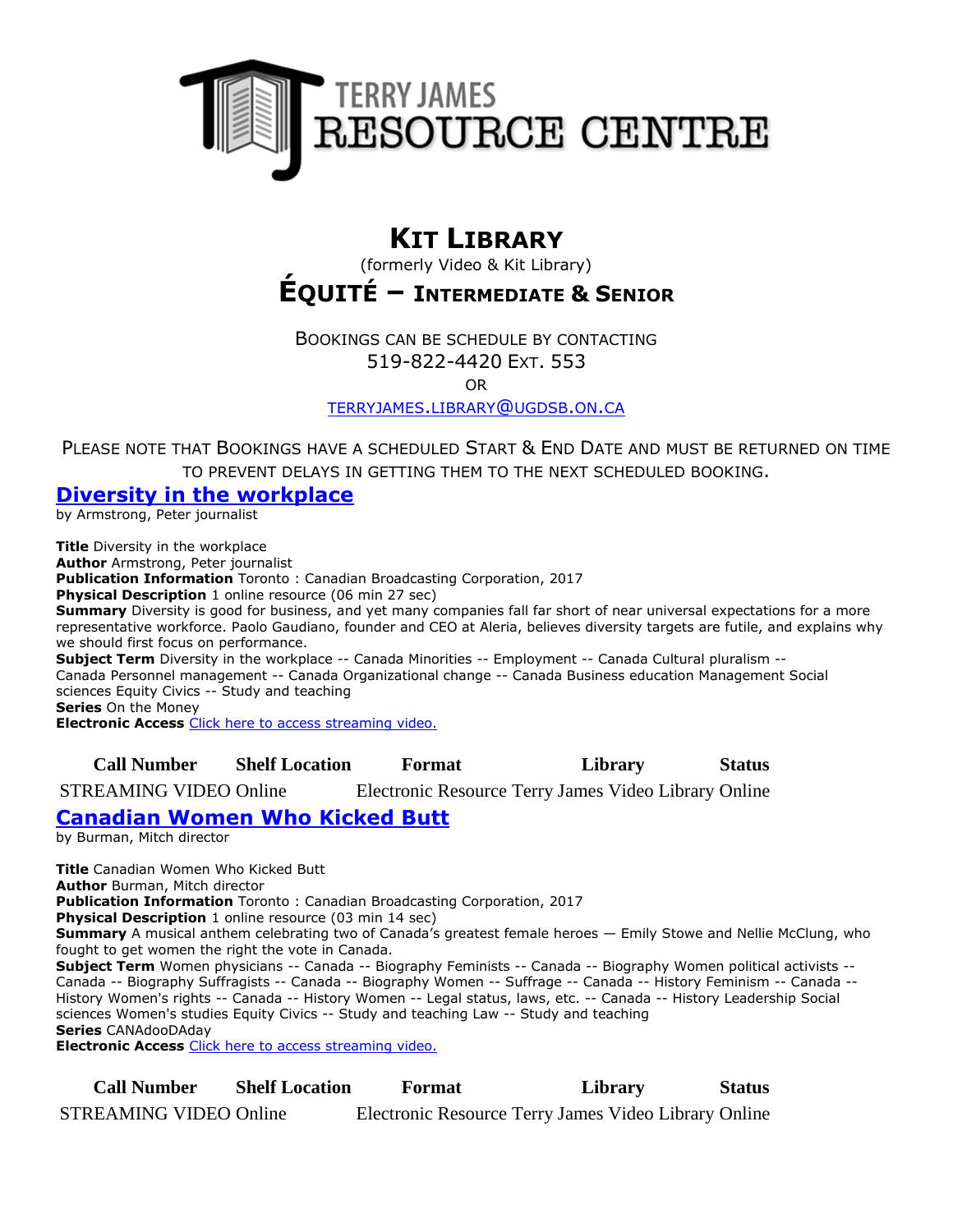TERRY JAMES
RESOURCE CENTRE

# KIT LIBRARY

(formerly Video & Kit Library)

## ÉQUITÉ – INTERMEDIATE & SENIOR

BOOKINGS CAN BE SCHEDULE BY CONTACTING
519-822-4420 EXT. 553
OR
TERRYJAMES.LIBRARY@UGDSB.ON.CA

PLEASE NOTE THAT BOOKINGS HAVE A SCHEDULED START & END DATE AND MUST BE RETURNED ON TIME TO PREVENT DELAYS IN GETTING THEM TO THE NEXT SCHEDULED BOOKING.

### Diversity in the workplace

by Armstrong, Peter journalist

**Title** Diversity in the workplace
**Author** Armstrong, Peter journalist
**Publication Information** Toronto : Canadian Broadcasting Corporation, 2017
**Physical Description** 1 online resource (06 min 27 sec)
**Summary** Diversity is good for business, and yet many companies fall far short of near universal expectations for a more representative workforce. Paolo Gaudiano, founder and CEO at Aleria, believes diversity targets are futile, and explains why we should first focus on performance.
**Subject Term** Diversity in the workplace -- Canada Minorities -- Employment -- Canada Cultural pluralism -- Canada Personnel management -- Canada Organizational change -- Canada Business education Management Social sciences Equity Civics -- Study and teaching
**Series** On the Money
**Electronic Access** Click here to access streaming video.

| Call Number | Shelf Location | Format | Library | Status |
|---|---|---|---|---|
| STREAMING VIDEO | Online | Electronic Resource | Terry James Video Library | Online |

### Canadian Women Who Kicked Butt

by Burman, Mitch director

**Title** Canadian Women Who Kicked Butt
**Author** Burman, Mitch director
**Publication Information** Toronto : Canadian Broadcasting Corporation, 2017
**Physical Description** 1 online resource (03 min 14 sec)
**Summary** A musical anthem celebrating two of Canada's greatest female heroes — Emily Stowe and Nellie McClung, who fought to get women the right the vote in Canada.
**Subject Term** Women physicians -- Canada -- Biography Feminists -- Canada -- Biography Women political activists -- Canada -- Biography Suffragists -- Canada -- Biography Women -- Suffrage -- Canada -- History Feminism -- Canada -- History Women's rights -- Canada -- History Women -- Legal status, laws, etc. -- Canada -- History Leadership Social sciences Women's studies Equity Civics -- Study and teaching Law -- Study and teaching
**Series** CANAdooDAday
**Electronic Access** Click here to access streaming video.

| Call Number | Shelf Location | Format | Library | Status |
|---|---|---|---|---|
| STREAMING VIDEO | Online | Electronic Resource | Terry James Video Library | Online |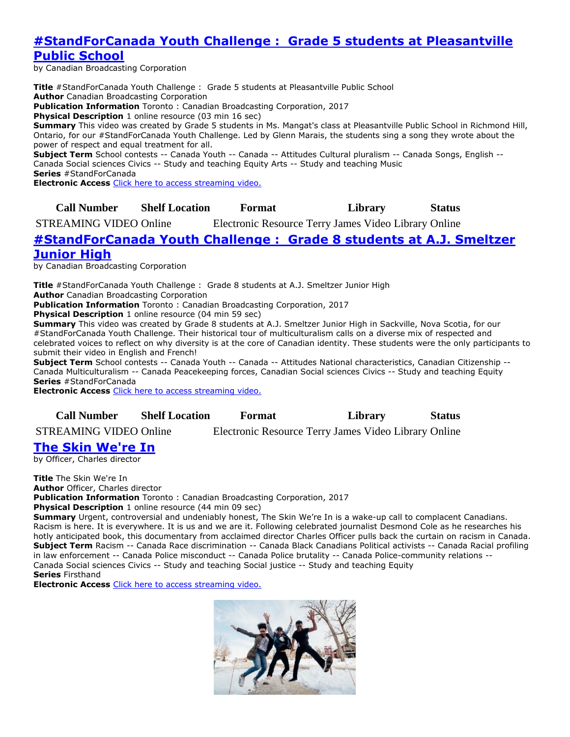## #StandForCanada Youth Challenge : Grade 5 students at Pleasantville Public School

by Canadian Broadcasting Corporation

**Title** #StandForCanada Youth Challenge : Grade 5 students at Pleasantville Public School
**Author** Canadian Broadcasting Corporation
**Publication Information** Toronto : Canadian Broadcasting Corporation, 2017
**Physical Description** 1 online resource (03 min 16 sec)
**Summary** This video was created by Grade 5 students in Ms. Mangat's class at Pleasantville Public School in Richmond Hill, Ontario, for our #StandForCanada Youth Challenge. Led by Glenn Marais, the students sing a song they wrote about the power of respect and equal treatment for all.
**Subject Term** School contests -- Canada Youth -- Canada -- Attitudes Cultural pluralism -- Canada Songs, English -- Canada Social sciences Civics -- Study and teaching Equity Arts -- Study and teaching Music
**Series** #StandForCanada
**Electronic Access** Click here to access streaming video.

| Call Number | Shelf Location | Format | Library | Status |
|---|---|---|---|---|
| STREAMING VIDEO | Online | Electronic Resource | Terry James Video Library | Online |

## #StandForCanada Youth Challenge : Grade 8 students at A.J. Smeltzer Junior High

by Canadian Broadcasting Corporation

**Title** #StandForCanada Youth Challenge : Grade 8 students at A.J. Smeltzer Junior High
**Author** Canadian Broadcasting Corporation
**Publication Information** Toronto : Canadian Broadcasting Corporation, 2017
**Physical Description** 1 online resource (04 min 59 sec)
**Summary** This video was created by Grade 8 students at A.J. Smeltzer Junior High in Sackville, Nova Scotia, for our #StandForCanada Youth Challenge. Their historical tour of multiculturalism calls on a diverse mix of respected and celebrated voices to reflect on why diversity is at the core of Canadian identity. These students were the only participants to submit their video in English and French!
**Subject Term** School contests -- Canada Youth -- Canada -- Attitudes National characteristics, Canadian Citizenship -- Canada Multiculturalism -- Canada Peacekeeping forces, Canadian Social sciences Civics -- Study and teaching Equity
**Series** #StandForCanada
**Electronic Access** Click here to access streaming video.

| Call Number | Shelf Location | Format | Library | Status |
|---|---|---|---|---|
| STREAMING VIDEO | Online | Electronic Resource | Terry James Video Library | Online |

## The Skin We're In

by Officer, Charles director

**Title** The Skin We're In
**Author** Officer, Charles director
**Publication Information** Toronto : Canadian Broadcasting Corporation, 2017
**Physical Description** 1 online resource (44 min 09 sec)
**Summary** Urgent, controversial and undeniably honest, The Skin We're In is a wake-up call to complacent Canadians. Racism is here. It is everywhere. It is us and we are it. Following celebrated journalist Desmond Cole as he researches his hotly anticipated book, this documentary from acclaimed director Charles Officer pulls back the curtain on racism in Canada.
**Subject Term** Racism -- Canada Race discrimination -- Canada Black Canadians Political activists -- Canada Racial profiling in law enforcement -- Canada Police misconduct -- Canada Police brutality -- Canada Police-community relations -- Canada Social sciences Civics -- Study and teaching Social justice -- Study and teaching Equity
**Series** Firsthand
**Electronic Access** Click here to access streaming video.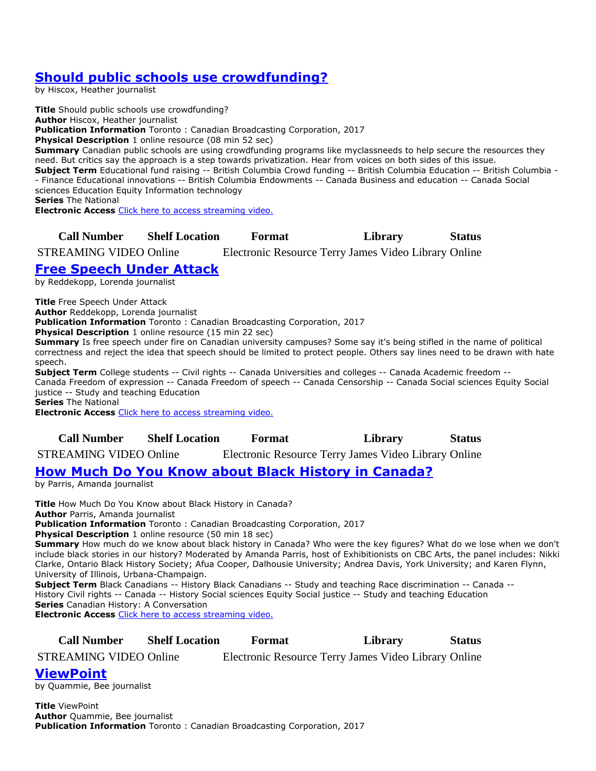## [Should public schools use crowdfunding?](#)

by Hiscox, Heather journalist

**Title** Should public schools use crowdfunding?
**Author** Hiscox, Heather journalist
**Publication Information** Toronto : Canadian Broadcasting Corporation, 2017
**Physical Description** 1 online resource (08 min 52 sec)
**Summary** Canadian public schools are using crowdfunding programs like myclassneeds to help secure the resources they need. But critics say the approach is a step towards privatization. Hear from voices on both sides of this issue.
**Subject Term** Educational fund raising -- British Columbia Crowd funding -- British Columbia Education -- British Columbia -- Finance Educational innovations -- British Columbia Endowments -- Canada Business and education -- Canada Social sciences Education Equity Information technology
**Series** The National
**Electronic Access** [Click here to access streaming video.](#)

| Call Number | Shelf Location | Format | Library | Status |
|---|---|---|---|---|
| STREAMING VIDEO | Online | Electronic Resource | Terry James Video Library | Online |

## [Free Speech Under Attack](#)

by Reddekopp, Lorenda journalist

**Title** Free Speech Under Attack
**Author** Reddekopp, Lorenda journalist
**Publication Information** Toronto : Canadian Broadcasting Corporation, 2017
**Physical Description** 1 online resource (15 min 22 sec)
**Summary** Is free speech under fire on Canadian university campuses? Some say it's being stifled in the name of political correctness and reject the idea that speech should be limited to protect people. Others say lines need to be drawn with hate speech.
**Subject Term** College students -- Civil rights -- Canada Universities and colleges -- Canada Academic freedom -- Canada Freedom of expression -- Canada Freedom of speech -- Canada Censorship -- Canada Social sciences Equity Social justice -- Study and teaching Education
**Series** The National
**Electronic Access** [Click here to access streaming video.](#)

| Call Number | Shelf Location | Format | Library | Status |
|---|---|---|---|---|
| STREAMING VIDEO | Online | Electronic Resource | Terry James Video Library | Online |

## [How Much Do You Know about Black History in Canada?](#)

by Parris, Amanda journalist

**Title** How Much Do You Know about Black History in Canada?
**Author** Parris, Amanda journalist
**Publication Information** Toronto : Canadian Broadcasting Corporation, 2017
**Physical Description** 1 online resource (50 min 18 sec)
**Summary** How much do we know about black history in Canada? Who were the key figures? What do we lose when we don't include black stories in our history? Moderated by Amanda Parris, host of Exhibitionists on CBC Arts, the panel includes: Nikki Clarke, Ontario Black History Society; Afua Cooper, Dalhousie University; Andrea Davis, York University; and Karen Flynn, University of Illinois, Urbana-Champaign.
**Subject Term** Black Canadians -- History Black Canadians -- Study and teaching Race discrimination -- Canada -- History Civil rights -- Canada -- History Social sciences Equity Social justice -- Study and teaching Education
**Series** Canadian History: A Conversation
**Electronic Access** [Click here to access streaming video.](#)

| Call Number | Shelf Location | Format | Library | Status |
|---|---|---|---|---|
| STREAMING VIDEO | Online | Electronic Resource | Terry James Video Library | Online |

## [ViewPoint](#)

by Quammie, Bee journalist

**Title** ViewPoint
**Author** Quammie, Bee journalist
**Publication Information** Toronto : Canadian Broadcasting Corporation, 2017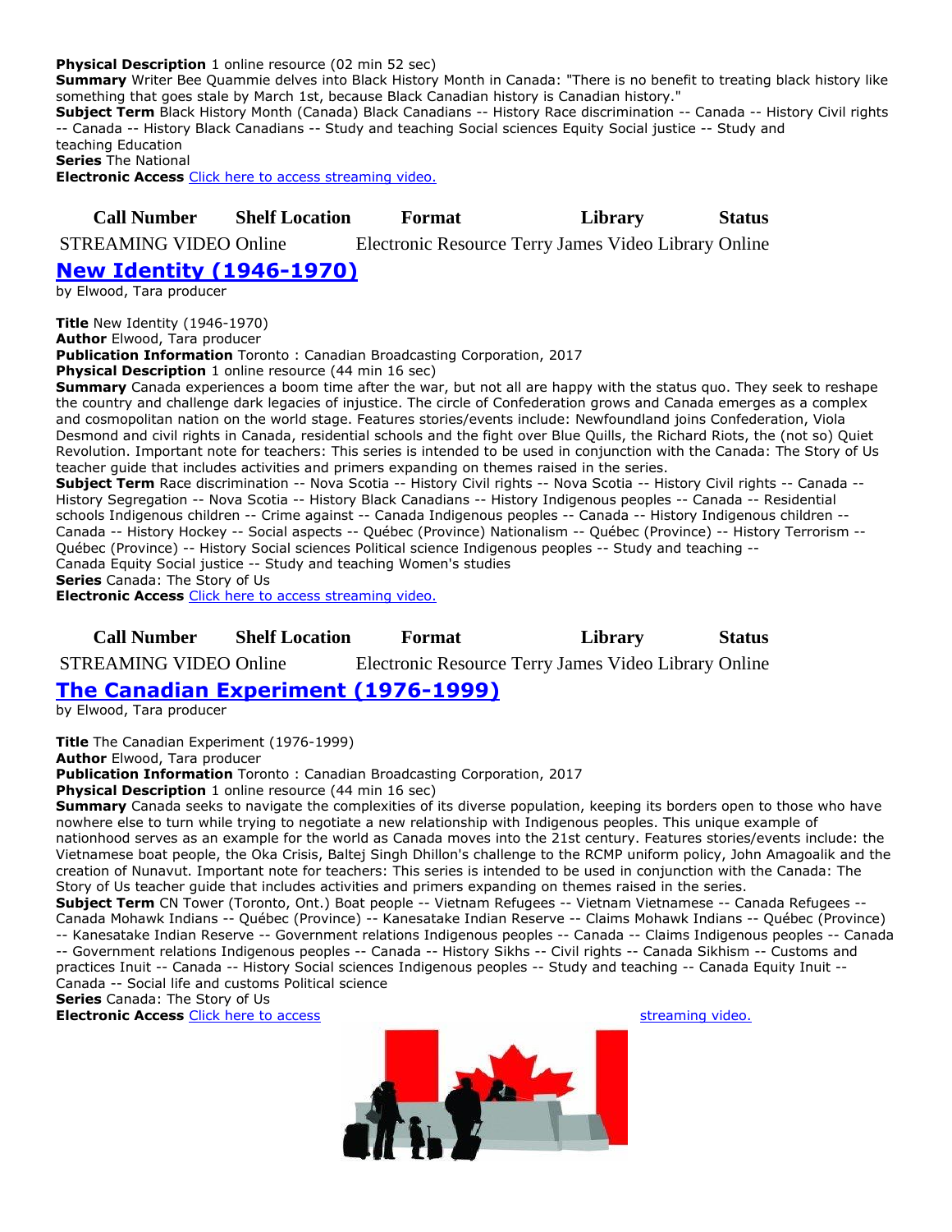**Physical Description** 1 online resource (02 min 52 sec)
**Summary** Writer Bee Quammie delves into Black History Month in Canada: "There is no benefit to treating black history like something that goes stale by March 1st, because Black Canadian history is Canadian history."
**Subject Term** Black History Month (Canada) Black Canadians -- History Race discrimination -- Canada -- History Civil rights -- Canada -- History Black Canadians -- Study and teaching Social sciences Equity Social justice -- Study and teaching Education
**Series** The National
**Electronic Access** [Click here to access streaming video.]

| Call Number | Shelf Location | Format | Library | Status |
|---|---|---|---|---|
| STREAMING VIDEO | Online | Electronic Resource | Terry James Video Library | Online |

## New Identity (1946-1970)

by Elwood, Tara producer

**Title** New Identity (1946-1970)
**Author** Elwood, Tara producer
**Publication Information** Toronto : Canadian Broadcasting Corporation, 2017
**Physical Description** 1 online resource (44 min 16 sec)
**Summary** Canada experiences a boom time after the war, but not all are happy with the status quo. They seek to reshape the country and challenge dark legacies of injustice. The circle of Confederation grows and Canada emerges as a complex and cosmopolitan nation on the world stage. Features stories/events include: Newfoundland joins Confederation, Viola Desmond and civil rights in Canada, residential schools and the fight over Blue Quills, the Richard Riots, the (not so) Quiet Revolution. Important note for teachers: This series is intended to be used in conjunction with the Canada: The Story of Us teacher guide that includes activities and primers expanding on themes raised in the series.
**Subject Term** Race discrimination -- Nova Scotia -- History Civil rights -- Nova Scotia -- History Civil rights -- Canada -- History Segregation -- Nova Scotia -- History Black Canadians -- History Indigenous peoples -- Canada -- Residential schools Indigenous children -- Crime against -- Canada Indigenous peoples -- Canada -- History Indigenous children -- Canada -- History Hockey -- Social aspects -- Québec (Province) Nationalism -- Québec (Province) -- History Terrorism -- Québec (Province) -- History Social sciences Political science Indigenous peoples -- Study and teaching -- Canada Equity Social justice -- Study and teaching Women's studies
**Series** Canada: The Story of Us
**Electronic Access** [Click here to access streaming video.]

| Call Number | Shelf Location | Format | Library | Status |
|---|---|---|---|---|
| STREAMING VIDEO | Online | Electronic Resource | Terry James Video Library | Online |

## The Canadian Experiment (1976-1999)

by Elwood, Tara producer

**Title** The Canadian Experiment (1976-1999)
**Author** Elwood, Tara producer
**Publication Information** Toronto : Canadian Broadcasting Corporation, 2017
**Physical Description** 1 online resource (44 min 16 sec)
**Summary** Canada seeks to navigate the complexities of its diverse population, keeping its borders open to those who have nowhere else to turn while trying to negotiate a new relationship with Indigenous peoples. This unique example of nationhood serves as an example for the world as Canada moves into the 21st century. Features stories/events include: the Vietnamese boat people, the Oka Crisis, Baltej Singh Dhillon's challenge to the RCMP uniform policy, John Amagoalik and the creation of Nunavut. Important note for teachers: This series is intended to be used in conjunction with the Canada: The Story of Us teacher guide that includes activities and primers expanding on themes raised in the series.
**Subject Term** CN Tower (Toronto, Ont.) Boat people -- Vietnam Refugees -- Vietnam Vietnamese -- Canada Refugees -- Canada Mohawk Indians -- Québec (Province) -- Kanesatake Indian Reserve -- Claims Mohawk Indians -- Québec (Province) -- Kanesatake Indian Reserve -- Government relations Indigenous peoples -- Canada -- Claims Indigenous peoples -- Canada -- Government relations Indigenous peoples -- Canada -- History Sikhs -- Civil rights -- Canada Sikhism -- Customs and practices Inuit -- Canada -- History Social sciences Indigenous peoples -- Study and teaching -- Canada Equity Inuit -- Canada -- Social life and customs Political science
**Series** Canada: The Story of Us
**Electronic Access** [Click here to access streaming video.]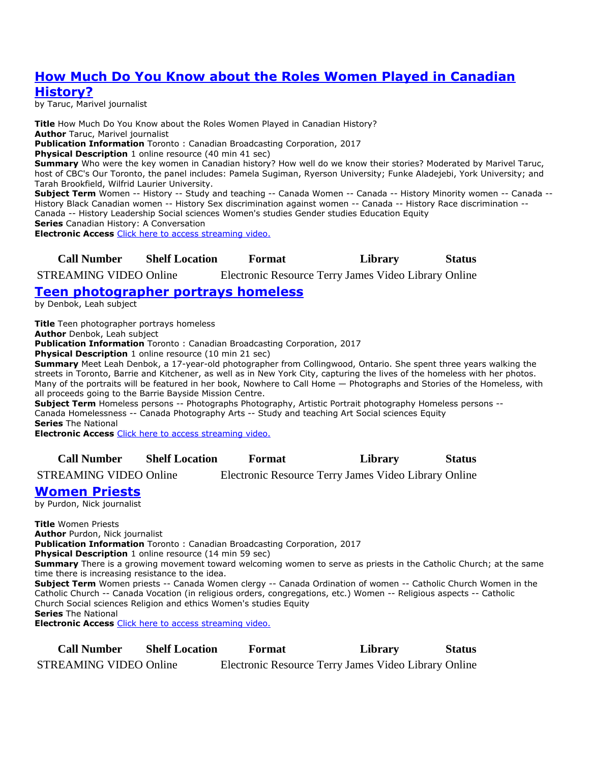## [How Much Do You Know about the Roles Women Played in Canadian History?]

by Taruc, Marivel journalist

**Title** How Much Do You Know about the Roles Women Played in Canadian History?
**Author** Taruc, Marivel journalist
**Publication Information** Toronto : Canadian Broadcasting Corporation, 2017
**Physical Description** 1 online resource (40 min 41 sec)
**Summary** Who were the key women in Canadian history? How well do we know their stories? Moderated by Marivel Taruc, host of CBC's Our Toronto, the panel includes: Pamela Sugiman, Ryerson University; Funke Aladejebi, York University; and Tarah Brookfield, Wilfrid Laurier University.
**Subject Term** Women -- History -- Study and teaching -- Canada Women -- Canada -- History Minority women -- Canada -- History Black Canadian women -- History Sex discrimination against women -- Canada -- History Race discrimination -- Canada -- History Leadership Social sciences Women's studies Gender studies Education Equity
**Series** Canadian History: A Conversation
**Electronic Access** [Click here to access streaming video.]

| Call Number | Shelf Location | Format | Library | Status |
| --- | --- | --- | --- | --- |
| STREAMING VIDEO | Online | Electronic Resource | Terry James Video Library | Online |

## [Teen photographer portrays homeless]

by Denbok, Leah subject

**Title** Teen photographer portrays homeless
**Author** Denbok, Leah subject
**Publication Information** Toronto : Canadian Broadcasting Corporation, 2017
**Physical Description** 1 online resource (10 min 21 sec)
**Summary** Meet Leah Denbok, a 17-year-old photographer from Collingwood, Ontario. She spent three years walking the streets in Toronto, Barrie and Kitchener, as well as in New York City, capturing the lives of the homeless with her photos. Many of the portraits will be featured in her book, Nowhere to Call Home — Photographs and Stories of the Homeless, with all proceeds going to the Barrie Bayside Mission Centre.
**Subject Term** Homeless persons -- Photographs Photography, Artistic Portrait photography Homeless persons -- Canada Homelessness -- Canada Photography Arts -- Study and teaching Art Social sciences Equity
**Series** The National
**Electronic Access** [Click here to access streaming video.]

| Call Number | Shelf Location | Format | Library | Status |
| --- | --- | --- | --- | --- |
| STREAMING VIDEO | Online | Electronic Resource | Terry James Video Library | Online |

## [Women Priests]

by Purdon, Nick journalist

**Title** Women Priests
**Author** Purdon, Nick journalist
**Publication Information** Toronto : Canadian Broadcasting Corporation, 2017
**Physical Description** 1 online resource (14 min 59 sec)
**Summary** There is a growing movement toward welcoming women to serve as priests in the Catholic Church; at the same time there is increasing resistance to the idea.
**Subject Term** Women priests -- Canada Women clergy -- Canada Ordination of women -- Catholic Church Women in the Catholic Church -- Canada Vocation (in religious orders, congregations, etc.) Women -- Religious aspects -- Catholic Church Social sciences Religion and ethics Women's studies Equity
**Series** The National
**Electronic Access** [Click here to access streaming video.]

| Call Number | Shelf Location | Format | Library | Status |
| --- | --- | --- | --- | --- |
| STREAMING VIDEO | Online | Electronic Resource | Terry James Video Library | Online |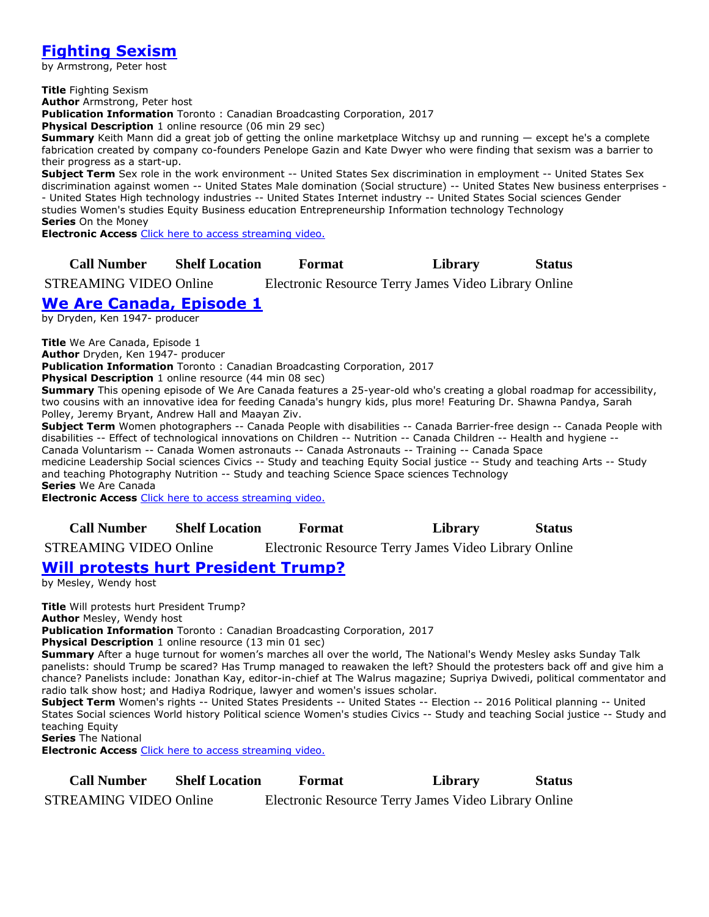## [Fighting Sexism]

by Armstrong, Peter host

**Title** Fighting Sexism
**Author** Armstrong, Peter host
**Publication Information** Toronto : Canadian Broadcasting Corporation, 2017
**Physical Description** 1 online resource (06 min 29 sec)
**Summary** Keith Mann did a great job of getting the online marketplace Witchsy up and running — except he's a complete fabrication created by company co-founders Penelope Gazin and Kate Dwyer who were finding that sexism was a barrier to their progress as a start-up.
**Subject Term** Sex role in the work environment -- United States Sex discrimination in employment -- United States Sex discrimination against women -- United States Male domination (Social structure) -- United States New business enterprises -- United States High technology industries -- United States Internet industry -- United States Social sciences Gender studies Women's studies Equity Business education Entrepreneurship Information technology Technology
**Series** On the Money
**Electronic Access** Click here to access streaming video.

| Call Number | Shelf Location | Format | Library | Status |
|---|---|---|---|---|
| STREAMING VIDEO | Online | Electronic Resource | Terry James Video Library | Online |

## [We Are Canada, Episode 1]

by Dryden, Ken 1947- producer

**Title** We Are Canada, Episode 1
**Author** Dryden, Ken 1947- producer
**Publication Information** Toronto : Canadian Broadcasting Corporation, 2017
**Physical Description** 1 online resource (44 min 08 sec)
**Summary** This opening episode of We Are Canada features a 25-year-old who's creating a global roadmap for accessibility, two cousins with an innovative idea for feeding Canada's hungry kids, plus more! Featuring Dr. Shawna Pandya, Sarah Polley, Jeremy Bryant, Andrew Hall and Maayan Ziv.
**Subject Term** Women photographers -- Canada People with disabilities -- Canada Barrier-free design -- Canada People with disabilities -- Effect of technological innovations on Children -- Nutrition -- Canada Children -- Health and hygiene -- Canada Voluntarism -- Canada Women astronauts -- Canada Astronauts -- Training -- Canada Space medicine Leadership Social sciences Civics -- Study and teaching Equity Social justice -- Study and teaching Arts -- Study and teaching Photography Nutrition -- Study and teaching Science Space sciences Technology
**Series** We Are Canada
**Electronic Access** Click here to access streaming video.

| Call Number | Shelf Location | Format | Library | Status |
|---|---|---|---|---|
| STREAMING VIDEO | Online | Electronic Resource | Terry James Video Library | Online |

## [Will protests hurt President Trump?]

by Mesley, Wendy host

**Title** Will protests hurt President Trump?
**Author** Mesley, Wendy host
**Publication Information** Toronto : Canadian Broadcasting Corporation, 2017
**Physical Description** 1 online resource (13 min 01 sec)
**Summary** After a huge turnout for women's marches all over the world, The National's Wendy Mesley asks Sunday Talk panelists: should Trump be scared? Has Trump managed to reawaken the left? Should the protesters back off and give him a chance? Panelists include: Jonathan Kay, editor-in-chief at The Walrus magazine; Supriya Dwivedi, political commentator and radio talk show host; and Hadiya Rodrique, lawyer and women's issues scholar.
**Subject Term** Women's rights -- United States Presidents -- United States -- Election -- 2016 Political planning -- United States Social sciences World history Political science Women's studies Civics -- Study and teaching Social justice -- Study and teaching Equity
**Series** The National
**Electronic Access** Click here to access streaming video.

| Call Number | Shelf Location | Format | Library | Status |
|---|---|---|---|---|
| STREAMING VIDEO | Online | Electronic Resource | Terry James Video Library | Online |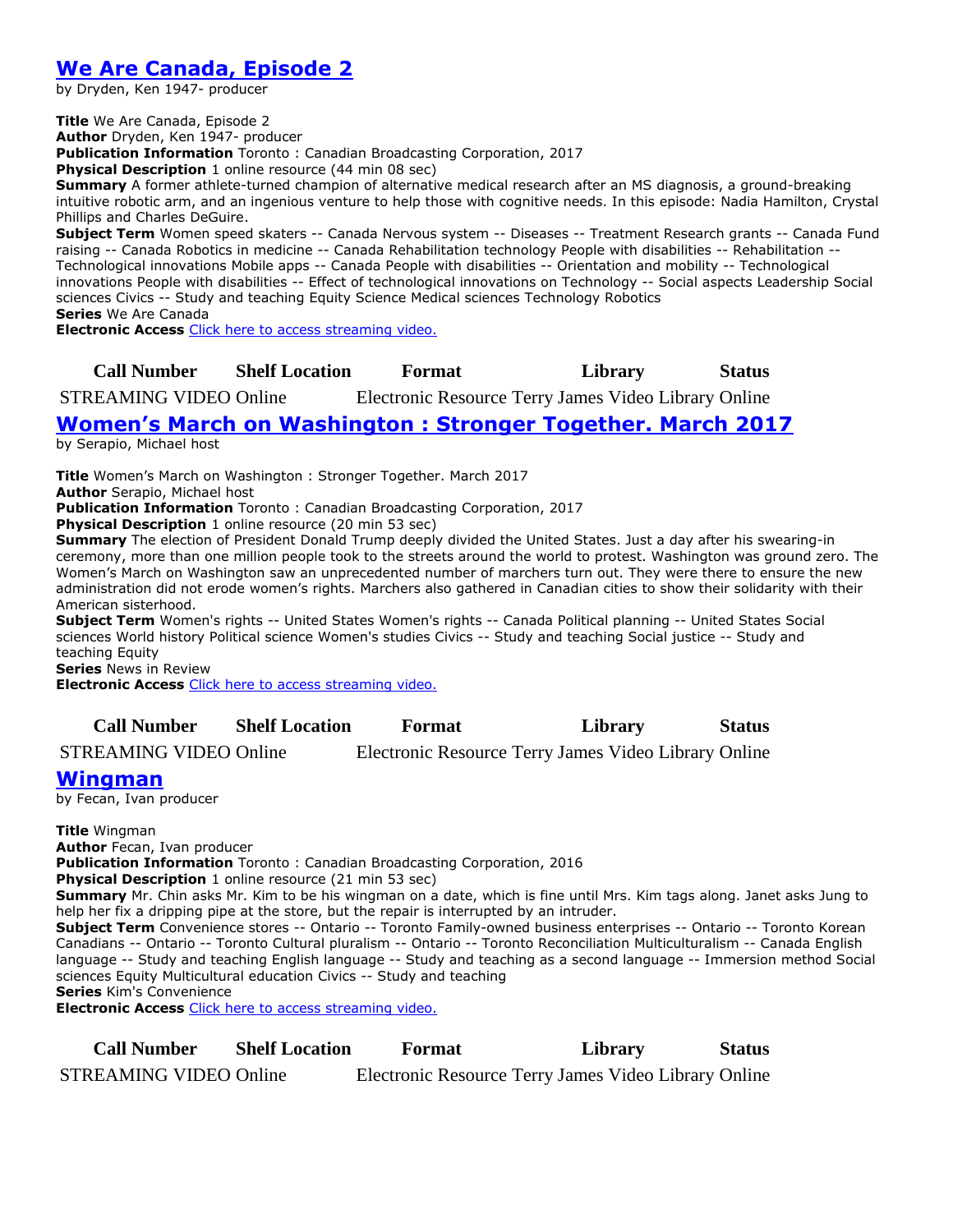## [We Are Canada, Episode 2]

by Dryden, Ken 1947- producer

**Title** We Are Canada, Episode 2
**Author** Dryden, Ken 1947- producer
**Publication Information** Toronto : Canadian Broadcasting Corporation, 2017
**Physical Description** 1 online resource (44 min 08 sec)
**Summary** A former athlete-turned champion of alternative medical research after an MS diagnosis, a ground-breaking intuitive robotic arm, and an ingenious venture to help those with cognitive needs. In this episode: Nadia Hamilton, Crystal Phillips and Charles DeGuire.
**Subject Term** Women speed skaters -- Canada Nervous system -- Diseases -- Treatment Research grants -- Canada Fund raising -- Canada Robotics in medicine -- Canada Rehabilitation technology People with disabilities -- Rehabilitation -- Technological innovations Mobile apps -- Canada People with disabilities -- Orientation and mobility -- Technological innovations People with disabilities -- Effect of technological innovations on Technology -- Social aspects Leadership Social sciences Civics -- Study and teaching Equity Science Medical sciences Technology Robotics
**Series** We Are Canada
**Electronic Access** Click here to access streaming video.

| Call Number | Shelf Location | Format | Library | Status |
|---|---|---|---|---|
| STREAMING VIDEO | Online | Electronic Resource | Terry James Video Library | Online |

## [Women's March on Washington : Stronger Together. March 2017]

by Serapio, Michael host

**Title** Women's March on Washington : Stronger Together. March 2017
**Author** Serapio, Michael host
**Publication Information** Toronto : Canadian Broadcasting Corporation, 2017
**Physical Description** 1 online resource (20 min 53 sec)
**Summary** The election of President Donald Trump deeply divided the United States. Just a day after his swearing-in ceremony, more than one million people took to the streets around the world to protest. Washington was ground zero. The Women's March on Washington saw an unprecedented number of marchers turn out. They were there to ensure the new administration did not erode women's rights. Marchers also gathered in Canadian cities to show their solidarity with their American sisterhood.
**Subject Term** Women's rights -- United States Women's rights -- Canada Political planning -- United States Social sciences World history Political science Women's studies Civics -- Study and teaching Social justice -- Study and teaching Equity
**Series** News in Review
**Electronic Access** Click here to access streaming video.

| Call Number | Shelf Location | Format | Library | Status |
|---|---|---|---|---|
| STREAMING VIDEO | Online | Electronic Resource | Terry James Video Library | Online |

## [Wingman]

by Fecan, Ivan producer

**Title** Wingman
**Author** Fecan, Ivan producer
**Publication Information** Toronto : Canadian Broadcasting Corporation, 2016
**Physical Description** 1 online resource (21 min 53 sec)
**Summary** Mr. Chin asks Mr. Kim to be his wingman on a date, which is fine until Mrs. Kim tags along. Janet asks Jung to help her fix a dripping pipe at the store, but the repair is interrupted by an intruder.
**Subject Term** Convenience stores -- Ontario -- Toronto Family-owned business enterprises -- Ontario -- Toronto Korean Canadians -- Ontario -- Toronto Cultural pluralism -- Ontario -- Toronto Reconciliation Multiculturalism -- Canada English language -- Study and teaching English language -- Study and teaching as a second language -- Immersion method Social sciences Equity Multicultural education Civics -- Study and teaching
**Series** Kim's Convenience
**Electronic Access** Click here to access streaming video.

| Call Number | Shelf Location | Format | Library | Status |
|---|---|---|---|---|
| STREAMING VIDEO | Online | Electronic Resource | Terry James Video Library | Online |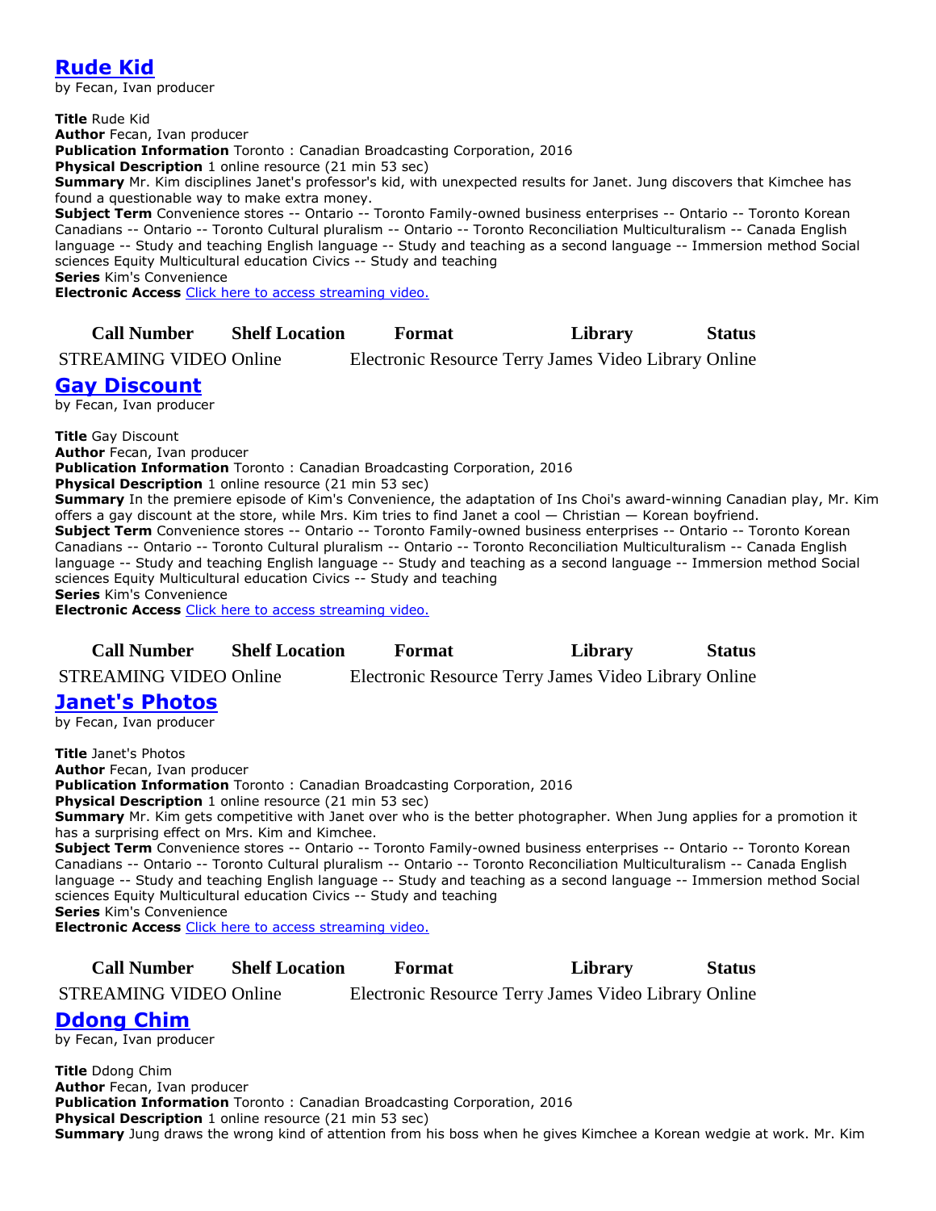## [Rude Kid]

by Fecan, Ivan producer

**Title** Rude Kid
**Author** Fecan, Ivan producer
**Publication Information** Toronto : Canadian Broadcasting Corporation, 2016
**Physical Description** 1 online resource (21 min 53 sec)
**Summary** Mr. Kim disciplines Janet's professor's kid, with unexpected results for Janet. Jung discovers that Kimchee has found a questionable way to make extra money.
**Subject Term** Convenience stores -- Ontario -- Toronto Family-owned business enterprises -- Ontario -- Toronto Korean Canadians -- Ontario -- Toronto Cultural pluralism -- Ontario -- Toronto Reconciliation Multiculturalism -- Canada English language -- Study and teaching English language -- Study and teaching as a second language -- Immersion method Social sciences Equity Multicultural education Civics -- Study and teaching
**Series** Kim's Convenience
**Electronic Access** Click here to access streaming video.

| Call Number | Shelf Location | Format | Library | Status |
|---|---|---|---|---|
| STREAMING VIDEO | Online | Electronic Resource | Terry James Video Library | Online |

## [Gay Discount]

by Fecan, Ivan producer

**Title** Gay Discount
**Author** Fecan, Ivan producer
**Publication Information** Toronto : Canadian Broadcasting Corporation, 2016
**Physical Description** 1 online resource (21 min 53 sec)
**Summary** In the premiere episode of Kim's Convenience, the adaptation of Ins Choi's award-winning Canadian play, Mr. Kim offers a gay discount at the store, while Mrs. Kim tries to find Janet a cool — Christian — Korean boyfriend.
**Subject Term** Convenience stores -- Ontario -- Toronto Family-owned business enterprises -- Ontario -- Toronto Korean Canadians -- Ontario -- Toronto Cultural pluralism -- Ontario -- Toronto Reconciliation Multiculturalism -- Canada English language -- Study and teaching English language -- Study and teaching as a second language -- Immersion method Social sciences Equity Multicultural education Civics -- Study and teaching
**Series** Kim's Convenience
**Electronic Access** Click here to access streaming video.

| Call Number | Shelf Location | Format | Library | Status |
|---|---|---|---|---|
| STREAMING VIDEO | Online | Electronic Resource | Terry James Video Library | Online |

## [Janet's Photos]

by Fecan, Ivan producer

**Title** Janet's Photos
**Author** Fecan, Ivan producer
**Publication Information** Toronto : Canadian Broadcasting Corporation, 2016
**Physical Description** 1 online resource (21 min 53 sec)
**Summary** Mr. Kim gets competitive with Janet over who is the better photographer. When Jung applies for a promotion it has a surprising effect on Mrs. Kim and Kimchee.
**Subject Term** Convenience stores -- Ontario -- Toronto Family-owned business enterprises -- Ontario -- Toronto Korean Canadians -- Ontario -- Toronto Cultural pluralism -- Ontario -- Toronto Reconciliation Multiculturalism -- Canada English language -- Study and teaching English language -- Study and teaching as a second language -- Immersion method Social sciences Equity Multicultural education Civics -- Study and teaching
**Series** Kim's Convenience
**Electronic Access** Click here to access streaming video.

| Call Number | Shelf Location | Format | Library | Status |
|---|---|---|---|---|
| STREAMING VIDEO | Online | Electronic Resource | Terry James Video Library | Online |

## [Ddong Chim]

by Fecan, Ivan producer

**Title** Ddong Chim
**Author** Fecan, Ivan producer
**Publication Information** Toronto : Canadian Broadcasting Corporation, 2016
**Physical Description** 1 online resource (21 min 53 sec)
**Summary** Jung draws the wrong kind of attention from his boss when he gives Kimchee a Korean wedgie at work. Mr. Kim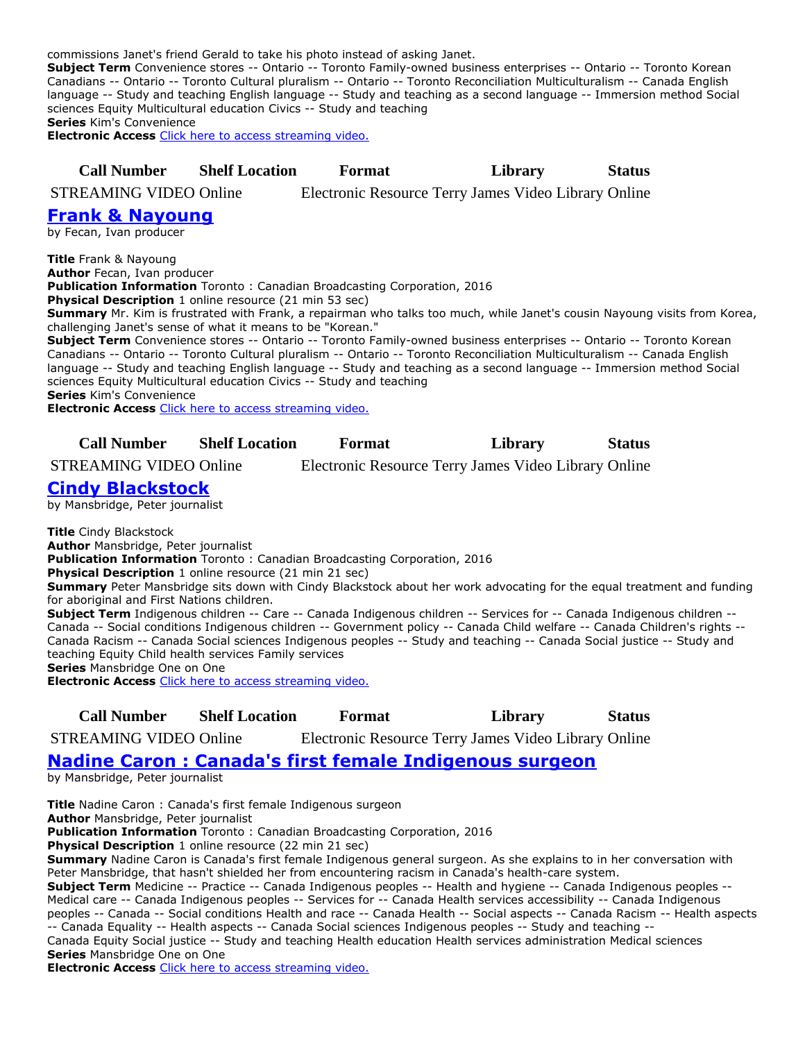commissions Janet's friend Gerald to take his photo instead of asking Janet.
**Subject Term** Convenience stores -- Ontario -- Toronto Family-owned business enterprises -- Ontario -- Toronto Korean Canadians -- Ontario -- Toronto Cultural pluralism -- Ontario -- Toronto Reconciliation Multiculturalism -- Canada English language -- Study and teaching English language -- Study and teaching as a second language -- Immersion method Social sciences Equity Multicultural education Civics -- Study and teaching
**Series** Kim's Convenience
**Electronic Access** Click here to access streaming video.

| Call Number | Shelf Location | Format | Library | Status |
|---|---|---|---|---|
| STREAMING VIDEO | Online | Electronic Resource | Terry James Video Library | Online |

## Frank & Nayoung

by Fecan, Ivan producer

**Title** Frank & Nayoung
**Author** Fecan, Ivan producer
**Publication Information** Toronto : Canadian Broadcasting Corporation, 2016
**Physical Description** 1 online resource (21 min 53 sec)
**Summary** Mr. Kim is frustrated with Frank, a repairman who talks too much, while Janet's cousin Nayoung visits from Korea, challenging Janet's sense of what it means to be "Korean."
**Subject Term** Convenience stores -- Ontario -- Toronto Family-owned business enterprises -- Ontario -- Toronto Korean Canadians -- Ontario -- Toronto Cultural pluralism -- Ontario -- Toronto Reconciliation Multiculturalism -- Canada English language -- Study and teaching English language -- Study and teaching as a second language -- Immersion method Social sciences Equity Multicultural education Civics -- Study and teaching
**Series** Kim's Convenience
**Electronic Access** Click here to access streaming video.

| Call Number | Shelf Location | Format | Library | Status |
|---|---|---|---|---|
| STREAMING VIDEO | Online | Electronic Resource | Terry James Video Library | Online |

## Cindy Blackstock

by Mansbridge, Peter journalist

**Title** Cindy Blackstock
**Author** Mansbridge, Peter journalist
**Publication Information** Toronto : Canadian Broadcasting Corporation, 2016
**Physical Description** 1 online resource (21 min 21 sec)
**Summary** Peter Mansbridge sits down with Cindy Blackstock about her work advocating for the equal treatment and funding for aboriginal and First Nations children.
**Subject Term** Indigenous children -- Care -- Canada Indigenous children -- Services for -- Canada Indigenous children -- Canada -- Social conditions Indigenous children -- Government policy -- Canada Child welfare -- Canada Children's rights -- Canada Racism -- Canada Social sciences Indigenous peoples -- Study and teaching -- Canada Social justice -- Study and teaching Equity Child health services Family services
**Series** Mansbridge One on One
**Electronic Access** Click here to access streaming video.

| Call Number | Shelf Location | Format | Library | Status |
|---|---|---|---|---|
| STREAMING VIDEO | Online | Electronic Resource | Terry James Video Library | Online |

## Nadine Caron : Canada's first female Indigenous surgeon

by Mansbridge, Peter journalist

**Title** Nadine Caron : Canada's first female Indigenous surgeon
**Author** Mansbridge, Peter journalist
**Publication Information** Toronto : Canadian Broadcasting Corporation, 2016
**Physical Description** 1 online resource (22 min 21 sec)
**Summary** Nadine Caron is Canada's first female Indigenous general surgeon. As she explains to in her conversation with Peter Mansbridge, that hasn't shielded her from encountering racism in Canada's health-care system.
**Subject Term** Medicine -- Practice -- Canada Indigenous peoples -- Health and hygiene -- Canada Indigenous peoples -- Medical care -- Canada Indigenous peoples -- Services for -- Canada Health services accessibility -- Canada Indigenous peoples -- Canada -- Social conditions Health and race -- Canada Health -- Social aspects -- Canada Racism -- Health aspects -- Canada Equality -- Health aspects -- Canada Social sciences Indigenous peoples -- Study and teaching -- Canada Equity Social justice -- Study and teaching Health education Health services administration Medical sciences
**Series** Mansbridge One on One
**Electronic Access** Click here to access streaming video.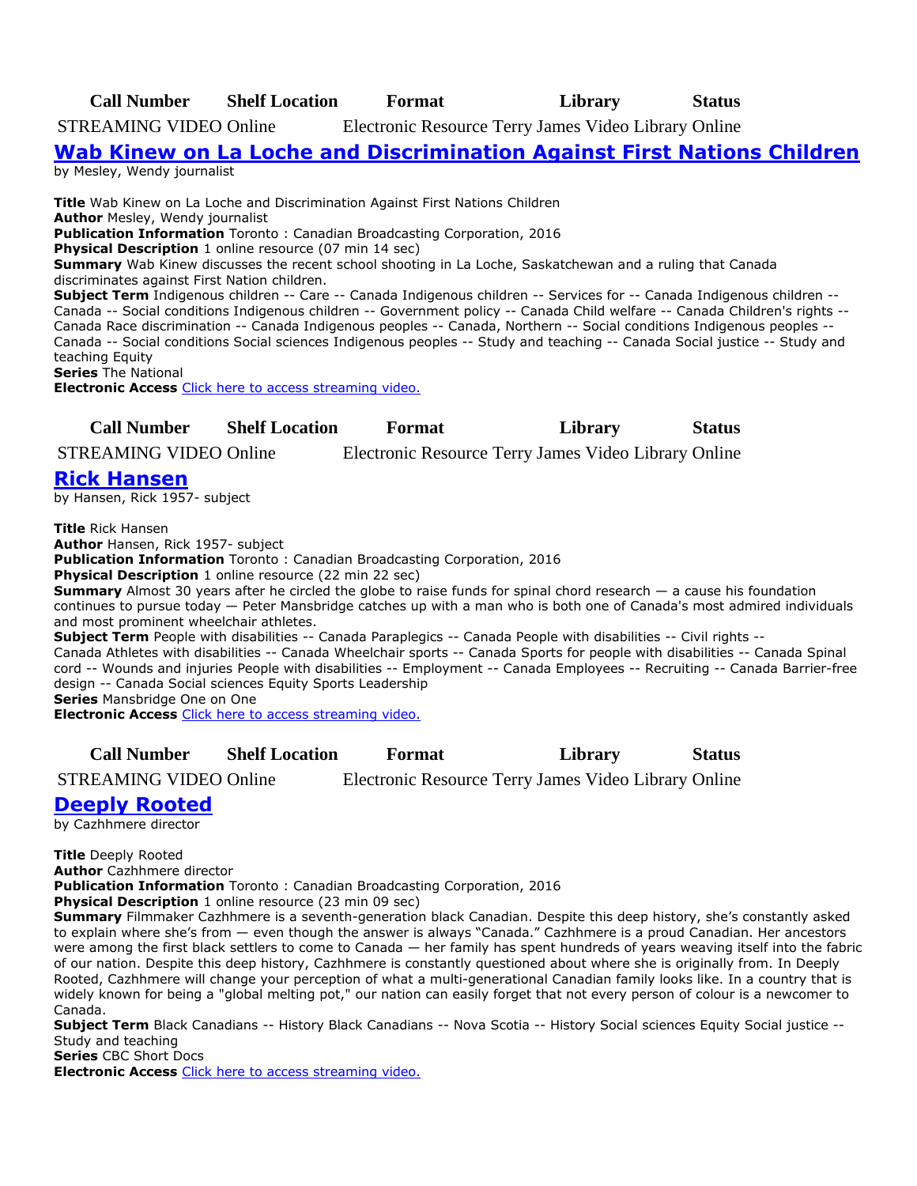| Call Number | Shelf Location | Format | Library | Status |
| --- | --- | --- | --- | --- |
| STREAMING VIDEO | Online | Electronic Resource | Terry James Video Library | Online |

## Wab Kinew on La Loche and Discrimination Against First Nations Children

by Mesley, Wendy journalist

**Title** Wab Kinew on La Loche and Discrimination Against First Nations Children
**Author** Mesley, Wendy journalist
**Publication Information** Toronto : Canadian Broadcasting Corporation, 2016
**Physical Description** 1 online resource (07 min 14 sec)
**Summary** Wab Kinew discusses the recent school shooting in La Loche, Saskatchewan and a ruling that Canada discriminates against First Nation children.
**Subject Term** Indigenous children -- Care -- Canada Indigenous children -- Services for -- Canada Indigenous children -- Canada -- Social conditions Indigenous children -- Government policy -- Canada Child welfare -- Canada Children's rights -- Canada Race discrimination -- Canada Indigenous peoples -- Canada, Northern -- Social conditions Indigenous peoples -- Canada -- Social conditions Social sciences Indigenous peoples -- Study and teaching -- Canada Social justice -- Study and teaching Equity
**Series** The National
**Electronic Access** Click here to access streaming video.

| Call Number | Shelf Location | Format | Library | Status |
| --- | --- | --- | --- | --- |
| STREAMING VIDEO | Online | Electronic Resource | Terry James Video Library | Online |

## Rick Hansen

by Hansen, Rick 1957- subject

**Title** Rick Hansen
**Author** Hansen, Rick 1957- subject
**Publication Information** Toronto : Canadian Broadcasting Corporation, 2016
**Physical Description** 1 online resource (22 min 22 sec)
**Summary** Almost 30 years after he circled the globe to raise funds for spinal chord research — a cause his foundation continues to pursue today — Peter Mansbridge catches up with a man who is both one of Canada's most admired individuals and most prominent wheelchair athletes.
**Subject Term** People with disabilities -- Canada Paraplegics -- Canada People with disabilities -- Civil rights -- Canada Athletes with disabilities -- Canada Wheelchair sports -- Canada Sports for people with disabilities -- Canada Spinal cord -- Wounds and injuries People with disabilities -- Employment -- Canada Employees -- Recruiting -- Canada Barrier-free design -- Canada Social sciences Equity Sports Leadership
**Series** Mansbridge One on One
**Electronic Access** Click here to access streaming video.

| Call Number | Shelf Location | Format | Library | Status |
| --- | --- | --- | --- | --- |
| STREAMING VIDEO | Online | Electronic Resource | Terry James Video Library | Online |

## Deeply Rooted

by Cazhhmere director

**Title** Deeply Rooted
**Author** Cazhhmere director
**Publication Information** Toronto : Canadian Broadcasting Corporation, 2016
**Physical Description** 1 online resource (23 min 09 sec)
**Summary** Filmmaker Cazhhmere is a seventh-generation black Canadian. Despite this deep history, she's constantly asked to explain where she's from — even though the answer is always "Canada." Cazhhmere is a proud Canadian. Her ancestors were among the first black settlers to come to Canada — her family has spent hundreds of years weaving itself into the fabric of our nation. Despite this deep history, Cazhhmere is constantly questioned about where she is originally from. In Deeply Rooted, Cazhhmere will change your perception of what a multi-generational Canadian family looks like. In a country that is widely known for being a "global melting pot," our nation can easily forget that not every person of colour is a newcomer to Canada.
**Subject Term** Black Canadians -- History Black Canadians -- Nova Scotia -- History Social sciences Equity Social justice -- Study and teaching
**Series** CBC Short Docs
**Electronic Access** Click here to access streaming video.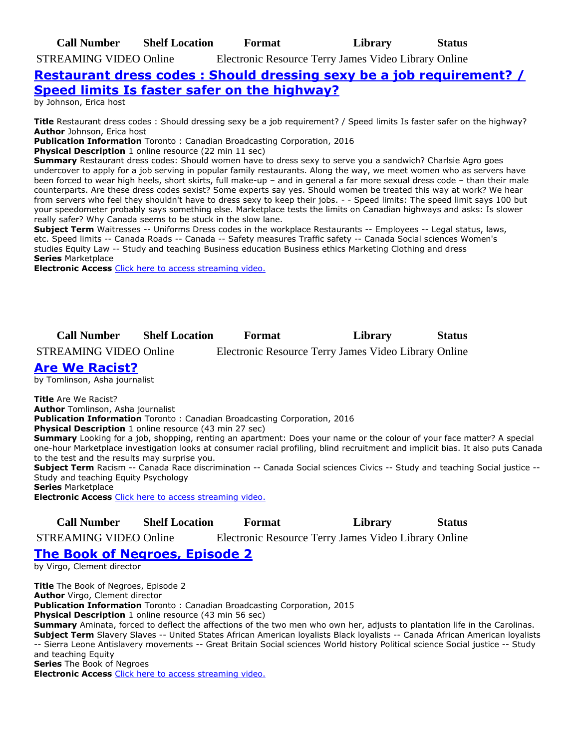| Call Number | Shelf Location | Format | Library | Status |
| --- | --- | --- | --- | --- |
| STREAMING VIDEO | Online | Electronic Resource | Terry James Video Library | Online |

## Restaurant dress codes : Should dressing sexy be a job requirement? / Speed limits Is faster safer on the highway?

by Johnson, Erica host

**Title** Restaurant dress codes : Should dressing sexy be a job requirement? / Speed limits Is faster safer on the highway?
**Author** Johnson, Erica host
**Publication Information** Toronto : Canadian Broadcasting Corporation, 2016
**Physical Description** 1 online resource (22 min 11 sec)
**Summary** Restaurant dress codes: Should women have to dress sexy to serve you a sandwich? Charlsie Agro goes undercover to apply for a job serving in popular family restaurants. Along the way, we meet women who as servers have been forced to wear high heels, short skirts, full make-up – and in general a far more sexual dress code – than their male counterparts. Are these dress codes sexist? Some experts say yes. Should women be treated this way at work? We hear from servers who feel they shouldn't have to dress sexy to keep their jobs. - - Speed limits: The speed limit says 100 but your speedometer probably says something else. Marketplace tests the limits on Canadian highways and asks: Is slower really safer? Why Canada seems to be stuck in the slow lane.
**Subject Term** Waitresses -- Uniforms Dress codes in the workplace Restaurants -- Employees -- Legal status, laws, etc. Speed limits -- Canada Roads -- Canada -- Safety measures Traffic safety -- Canada Social sciences Women's studies Equity Law -- Study and teaching Business education Business ethics Marketing Clothing and dress
**Series** Marketplace
**Electronic Access** Click here to access streaming video.

| Call Number | Shelf Location | Format | Library | Status |
| --- | --- | --- | --- | --- |
| STREAMING VIDEO | Online | Electronic Resource | Terry James Video Library | Online |

## Are We Racist?

by Tomlinson, Asha journalist

**Title** Are We Racist?
**Author** Tomlinson, Asha journalist
**Publication Information** Toronto : Canadian Broadcasting Corporation, 2016
**Physical Description** 1 online resource (43 min 27 sec)
**Summary** Looking for a job, shopping, renting an apartment: Does your name or the colour of your face matter? A special one-hour Marketplace investigation looks at consumer racial profiling, blind recruitment and implicit bias. It also puts Canada to the test and the results may surprise you.
**Subject Term** Racism -- Canada Race discrimination -- Canada Social sciences Civics -- Study and teaching Social justice -- Study and teaching Equity Psychology
**Series** Marketplace
**Electronic Access** Click here to access streaming video.

| Call Number | Shelf Location | Format | Library | Status |
| --- | --- | --- | --- | --- |
| STREAMING VIDEO | Online | Electronic Resource | Terry James Video Library | Online |

## The Book of Negroes, Episode 2

by Virgo, Clement director

**Title** The Book of Negroes, Episode 2
**Author** Virgo, Clement director
**Publication Information** Toronto : Canadian Broadcasting Corporation, 2015
**Physical Description** 1 online resource (43 min 56 sec)
**Summary** Aminata, forced to deflect the affections of the two men who own her, adjusts to plantation life in the Carolinas.
**Subject Term** Slavery Slaves -- United States African American loyalists Black loyalists -- Canada African American loyalists -- Sierra Leone Antislavery movements -- Great Britain Social sciences World history Political science Social justice -- Study and teaching Equity
**Series** The Book of Negroes
**Electronic Access** Click here to access streaming video.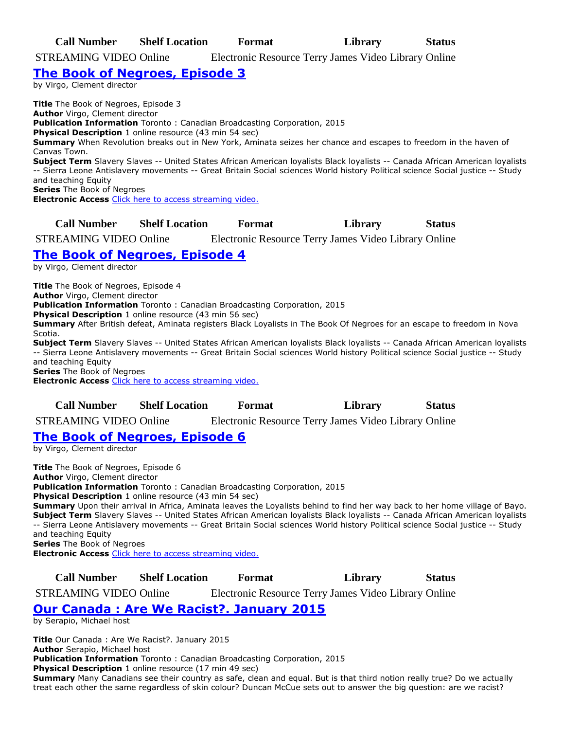| Call Number | Shelf Location | Format | Library | Status |
| --- | --- | --- | --- | --- |
| STREAMING VIDEO | Online | Electronic Resource | Terry James Video Library | Online |

## [The Book of Negroes, Episode 3]()

by Virgo, Clement director

**Title** The Book of Negroes, Episode 3
**Author** Virgo, Clement director
**Publication Information** Toronto : Canadian Broadcasting Corporation, 2015
**Physical Description** 1 online resource (43 min 54 sec)
**Summary** When Revolution breaks out in New York, Aminata seizes her chance and escapes to freedom in the haven of Canvas Town.
**Subject Term** Slavery Slaves -- United States African American loyalists Black loyalists -- Canada African American loyalists -- Sierra Leone Antislavery movements -- Great Britain Social sciences World history Political science Social justice -- Study and teaching Equity
**Series** The Book of Negroes
**Electronic Access** [Click here to access streaming video.]()

| Call Number | Shelf Location | Format | Library | Status |
| --- | --- | --- | --- | --- |
| STREAMING VIDEO | Online | Electronic Resource | Terry James Video Library | Online |

## [The Book of Negroes, Episode 4]()

by Virgo, Clement director

**Title** The Book of Negroes, Episode 4
**Author** Virgo, Clement director
**Publication Information** Toronto : Canadian Broadcasting Corporation, 2015
**Physical Description** 1 online resource (43 min 56 sec)
**Summary** After British defeat, Aminata registers Black Loyalists in The Book Of Negroes for an escape to freedom in Nova Scotia.
**Subject Term** Slavery Slaves -- United States African American loyalists Black loyalists -- Canada African American loyalists -- Sierra Leone Antislavery movements -- Great Britain Social sciences World history Political science Social justice -- Study and teaching Equity
**Series** The Book of Negroes
**Electronic Access** [Click here to access streaming video.]()

| Call Number | Shelf Location | Format | Library | Status |
| --- | --- | --- | --- | --- |
| STREAMING VIDEO | Online | Electronic Resource | Terry James Video Library | Online |

## [The Book of Negroes, Episode 6]()

by Virgo, Clement director

**Title** The Book of Negroes, Episode 6
**Author** Virgo, Clement director
**Publication Information** Toronto : Canadian Broadcasting Corporation, 2015
**Physical Description** 1 online resource (43 min 54 sec)
**Summary** Upon their arrival in Africa, Aminata leaves the Loyalists behind to find her way back to her home village of Bayo.
**Subject Term** Slavery Slaves -- United States African American loyalists Black loyalists -- Canada African American loyalists -- Sierra Leone Antislavery movements -- Great Britain Social sciences World history Political science Social justice -- Study and teaching Equity
**Series** The Book of Negroes
**Electronic Access** [Click here to access streaming video.]()

| Call Number | Shelf Location | Format | Library | Status |
| --- | --- | --- | --- | --- |
| STREAMING VIDEO | Online | Electronic Resource | Terry James Video Library | Online |

## [Our Canada : Are We Racist?. January 2015]()

by Serapio, Michael host

**Title** Our Canada : Are We Racist?. January 2015
**Author** Serapio, Michael host
**Publication Information** Toronto : Canadian Broadcasting Corporation, 2015
**Physical Description** 1 online resource (17 min 49 sec)
**Summary** Many Canadians see their country as safe, clean and equal. But is that third notion really true? Do we actually treat each other the same regardless of skin colour? Duncan McCue sets out to answer the big question: are we racist?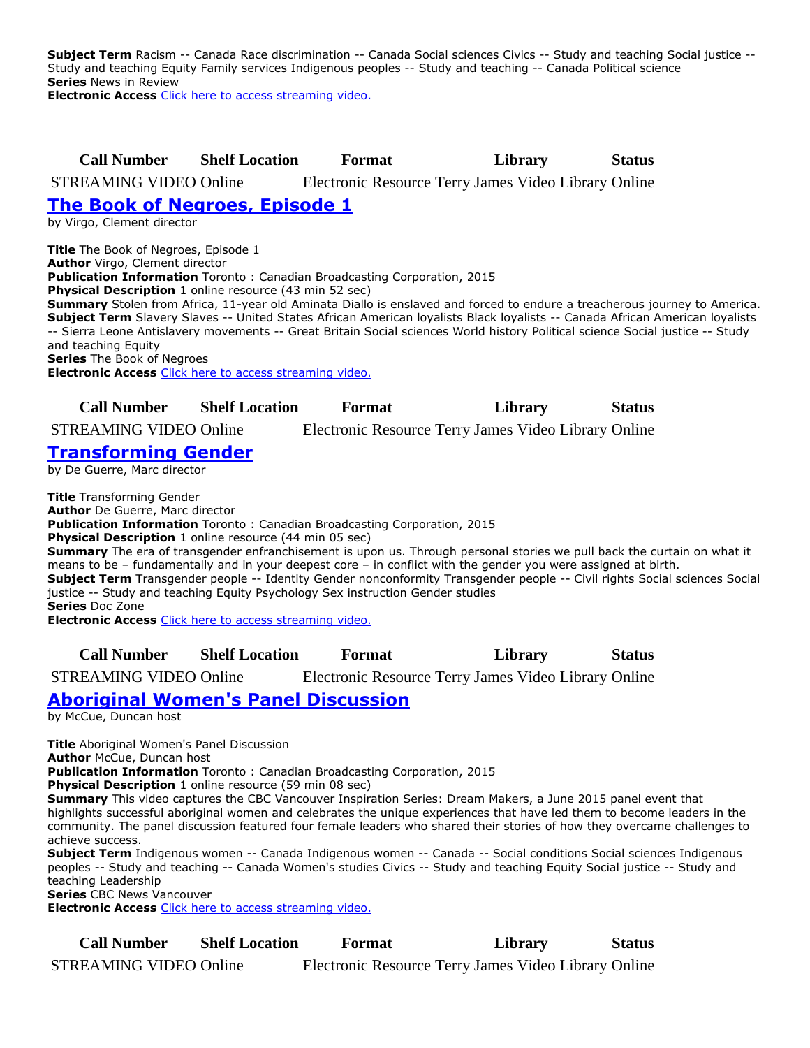**Subject Term** Racism -- Canada Race discrimination -- Canada Social sciences Civics -- Study and teaching Social justice -- Study and teaching Equity Family services Indigenous peoples -- Study and teaching -- Canada Political science
**Series** News in Review
**Electronic Access** [Click here to access streaming video.]()

| Call Number | Shelf Location | Format | Library | Status |
| --- | --- | --- | --- | --- |
| STREAMING VIDEO | Online | Electronic Resource | Terry James Video Library | Online |

## The Book of Negroes, Episode 1

by Virgo, Clement director

**Title** The Book of Negroes, Episode 1
**Author** Virgo, Clement director
**Publication Information** Toronto : Canadian Broadcasting Corporation, 2015
**Physical Description** 1 online resource (43 min 52 sec)
**Summary** Stolen from Africa, 11-year old Aminata Diallo is enslaved and forced to endure a treacherous journey to America.
**Subject Term** Slavery Slaves -- United States African American loyalists Black loyalists -- Canada African American loyalists -- Sierra Leone Antislavery movements -- Great Britain Social sciences World history Political science Social justice -- Study and teaching Equity
**Series** The Book of Negroes
**Electronic Access** [Click here to access streaming video.]()

| Call Number | Shelf Location | Format | Library | Status |
| --- | --- | --- | --- | --- |
| STREAMING VIDEO | Online | Electronic Resource | Terry James Video Library | Online |

## Transforming Gender

by De Guerre, Marc director

**Title** Transforming Gender
**Author** De Guerre, Marc director
**Publication Information** Toronto : Canadian Broadcasting Corporation, 2015
**Physical Description** 1 online resource (44 min 05 sec)
**Summary** The era of transgender enfranchisement is upon us. Through personal stories we pull back the curtain on what it means to be – fundamentally and in your deepest core – in conflict with the gender you were assigned at birth.
**Subject Term** Transgender people -- Identity Gender nonconformity Transgender people -- Civil rights Social sciences Social justice -- Study and teaching Equity Psychology Sex instruction Gender studies
**Series** Doc Zone
**Electronic Access** [Click here to access streaming video.]()

| Call Number | Shelf Location | Format | Library | Status |
| --- | --- | --- | --- | --- |
| STREAMING VIDEO | Online | Electronic Resource | Terry James Video Library | Online |

## Aboriginal Women's Panel Discussion

by McCue, Duncan host

**Title** Aboriginal Women's Panel Discussion
**Author** McCue, Duncan host
**Publication Information** Toronto : Canadian Broadcasting Corporation, 2015
**Physical Description** 1 online resource (59 min 08 sec)
**Summary** This video captures the CBC Vancouver Inspiration Series: Dream Makers, a June 2015 panel event that highlights successful aboriginal women and celebrates the unique experiences that have led them to become leaders in the community. The panel discussion featured four female leaders who shared their stories of how they overcame challenges to achieve success.
**Subject Term** Indigenous women -- Canada Indigenous women -- Canada -- Social conditions Social sciences Indigenous peoples -- Study and teaching -- Canada Women's studies Civics -- Study and teaching Equity Social justice -- Study and teaching Leadership
**Series** CBC News Vancouver
**Electronic Access** [Click here to access streaming video.]()

| Call Number | Shelf Location | Format | Library | Status |
| --- | --- | --- | --- | --- |
| STREAMING VIDEO | Online | Electronic Resource | Terry James Video Library | Online |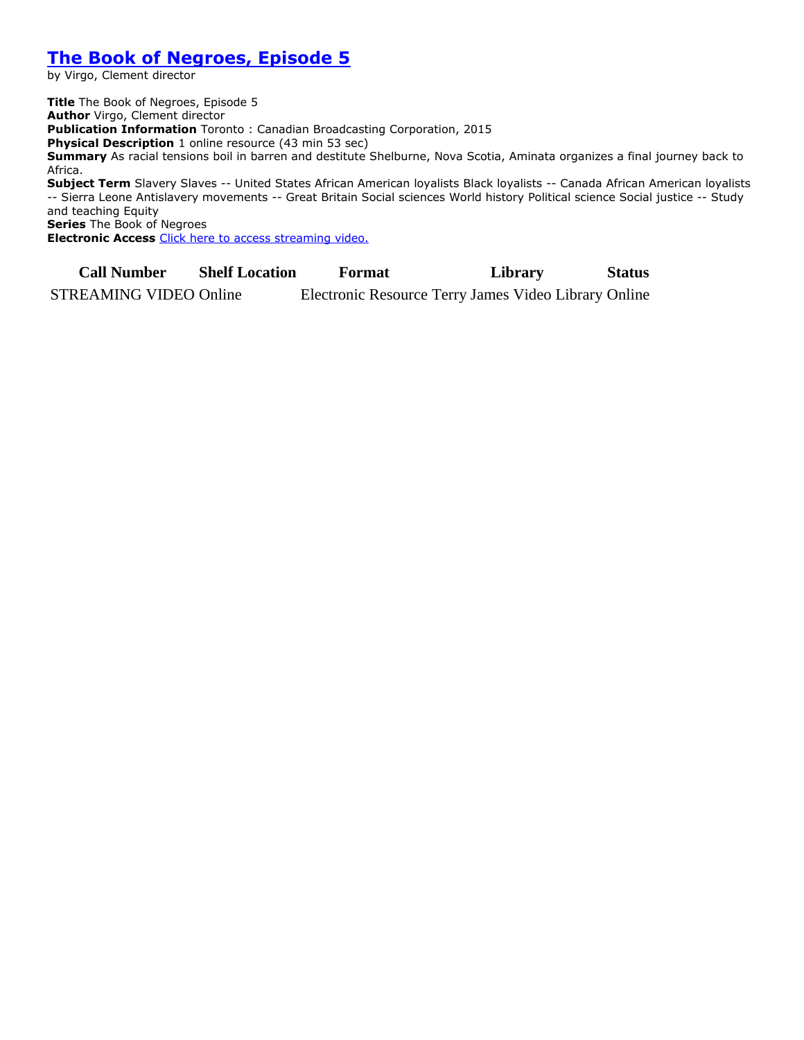## [The Book of Negroes, Episode 5]()

by Virgo, Clement director

**Title** The Book of Negroes, Episode 5
**Author** Virgo, Clement director
**Publication Information** Toronto : Canadian Broadcasting Corporation, 2015
**Physical Description** 1 online resource (43 min 53 sec)
**Summary** As racial tensions boil in barren and destitute Shelburne, Nova Scotia, Aminata organizes a final journey back to Africa.
**Subject Term** Slavery Slaves -- United States African American loyalists Black loyalists -- Canada African American loyalists -- Sierra Leone Antislavery movements -- Great Britain Social sciences World history Political science Social justice -- Study and teaching Equity
**Series** The Book of Negroes
**Electronic Access** [Click here to access streaming video.]()

| Call Number | Shelf Location | Format | Library | Status |
|---|---|---|---|---|
| STREAMING VIDEO | Online | Electronic Resource | Terry James Video Library | Online |